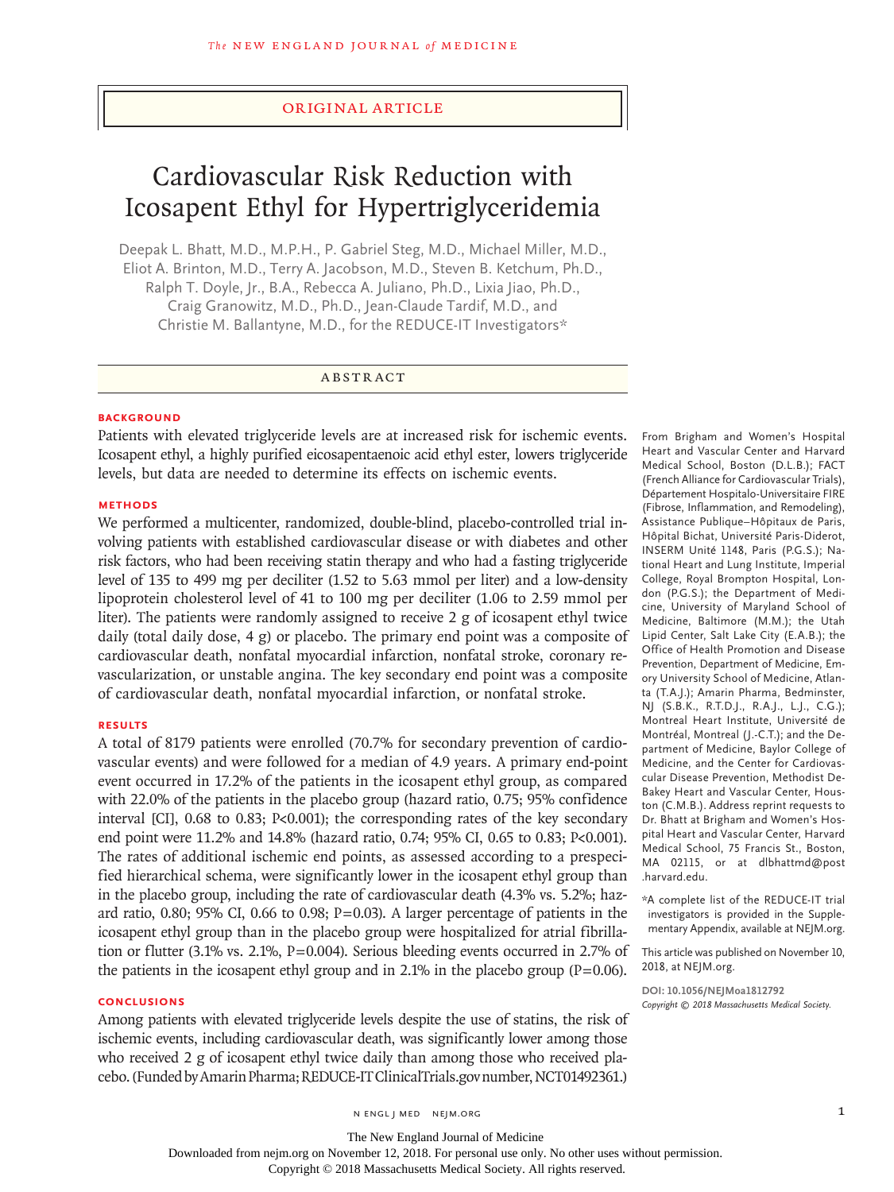ORIGINAL ARTICLE

# Cardiovascular Risk Reduction with Icosapent Ethyl for Hypertriglyceridemia

Deepak L. Bhatt, M.D., M.P.H., P. Gabriel Steg, M.D., Michael Miller, M.D., Eliot A. Brinton, M.D., Terry A. Jacobson, M.D., Steven B. Ketchum, Ph.D., Ralph T. Doyle, Jr., B.A., Rebecca A. Juliano, Ph.D., Lixia Jiao, Ph.D., Craig Granowitz, M.D., Ph.D., Jean-Claude Tardif, M.D., and Christie M. Ballantyne, M.D., for the REDUCE-IT Investigators*

## ABSTRACT

### BACKGROUND

Patients with elevated triglyceride levels are at increased risk for ischemic events. Icosapent ethyl, a highly purified eicosapentaenoic acid ethyl ester, lowers triglyceride levels, but data are needed to determine its effects on ischemic events.

### METHODS

We performed a multicenter, randomized, double-blind, placebo-controlled trial involving patients with established cardiovascular disease or with diabetes and other risk factors, who had been receiving statin therapy and who had a fasting triglyceride level of 135 to 499 mg per deciliter (1.52 to 5.63 mmol per liter) and a low-density lipoprotein cholesterol level of 41 to 100 mg per deciliter (1.06 to 2.59 mmol per liter). The patients were randomly assigned to receive 2 g of icosapent ethyl twice daily (total daily dose, 4 g) or placebo. The primary end point was a composite of cardiovascular death, nonfatal myocardial infarction, nonfatal stroke, coronary revascularization, or unstable angina. The key secondary end point was a composite of cardiovascular death, nonfatal myocardial infarction, or nonfatal stroke.

### RESULTS

A total of 8179 patients were enrolled (70.7% for secondary prevention of cardiovascular events) and were followed for a median of 4.9 years. A primary end-point event occurred in 17.2% of the patients in the icosapent ethyl group, as compared with 22.0% of the patients in the placebo group (hazard ratio, 0.75; 95% confidence interval [CI], 0.68 to 0.83; P<0.001); the corresponding rates of the key secondary end point were 11.2% and 14.8% (hazard ratio, 0.74; 95% CI, 0.65 to 0.83; P<0.001). The rates of additional ischemic end points, as assessed according to a prespecified hierarchical schema, were significantly lower in the icosapent ethyl group than in the placebo group, including the rate of cardiovascular death (4.3% vs. 5.2%; hazard ratio, 0.80; 95% CI, 0.66 to 0.98; P=0.03). A larger percentage of patients in the icosapent ethyl group than in the placebo group were hospitalized for atrial fibrillation or flutter (3.1% vs. 2.1%, P=0.004). Serious bleeding events occurred in 2.7% of the patients in the icosapent ethyl group and in 2.1% in the placebo group (P=0.06).

### CONCLUSIONS

Among patients with elevated triglyceride levels despite the use of statins, the risk of ischemic events, including cardiovascular death, was significantly lower among those who received 2 g of icosapent ethyl twice daily than among those who received placebo. (Funded by Amarin Pharma; REDUCE-IT ClinicalTrials.gov number, NCT01492361.)

From Brigham and Women's Hospital Heart and Vascular Center and Harvard Medical School, Boston (D.L.B.); FACT (French Alliance for Cardiovascular Trials), Département Hospitalo-Universitaire FIRE (Fibrose, Inflammation, and Remodeling), Assistance Publique–Hôpitaux de Paris, Hôpital Bichat, Université Paris-Diderot, INSERM Unité 1148, Paris (P.G.S.); National Heart and Lung Institute, Imperial College, Royal Brompton Hospital, London (P.G.S.); the Department of Medicine, University of Maryland School of Medicine, Baltimore (M.M.); the Utah Lipid Center, Salt Lake City (E.A.B.); the Office of Health Promotion and Disease Prevention, Department of Medicine, Emory University School of Medicine, Atlanta (T.A.J.); Amarin Pharma, Bedminster, NJ (S.B.K., R.T.D.J., R.A.J., L.J., C.G.); Montreal Heart Institute, Université de Montréal, Montreal (J.-C.T.); and the Department of Medicine, Baylor College of Medicine, and the Center for Cardiovascular Disease Prevention, Methodist DeBakey Heart and Vascular Center, Houston (C.M.B.). Address reprint requests to Dr. Bhatt at Brigham and Women's Hospital Heart and Vascular Center, Harvard Medical School, 75 Francis St., Boston, MA 02115, or at dlbhattmd@post.harvard.edu.

*A complete list of the REDUCE-IT trial investigators is provided in the Supplementary Appendix, available at NEJM.org.

This article was published on November 10, 2018, at NEJM.org.

DOI: 10.1056/NEJMoa1812792

Copyright © 2018 Massachusetts Medical Society.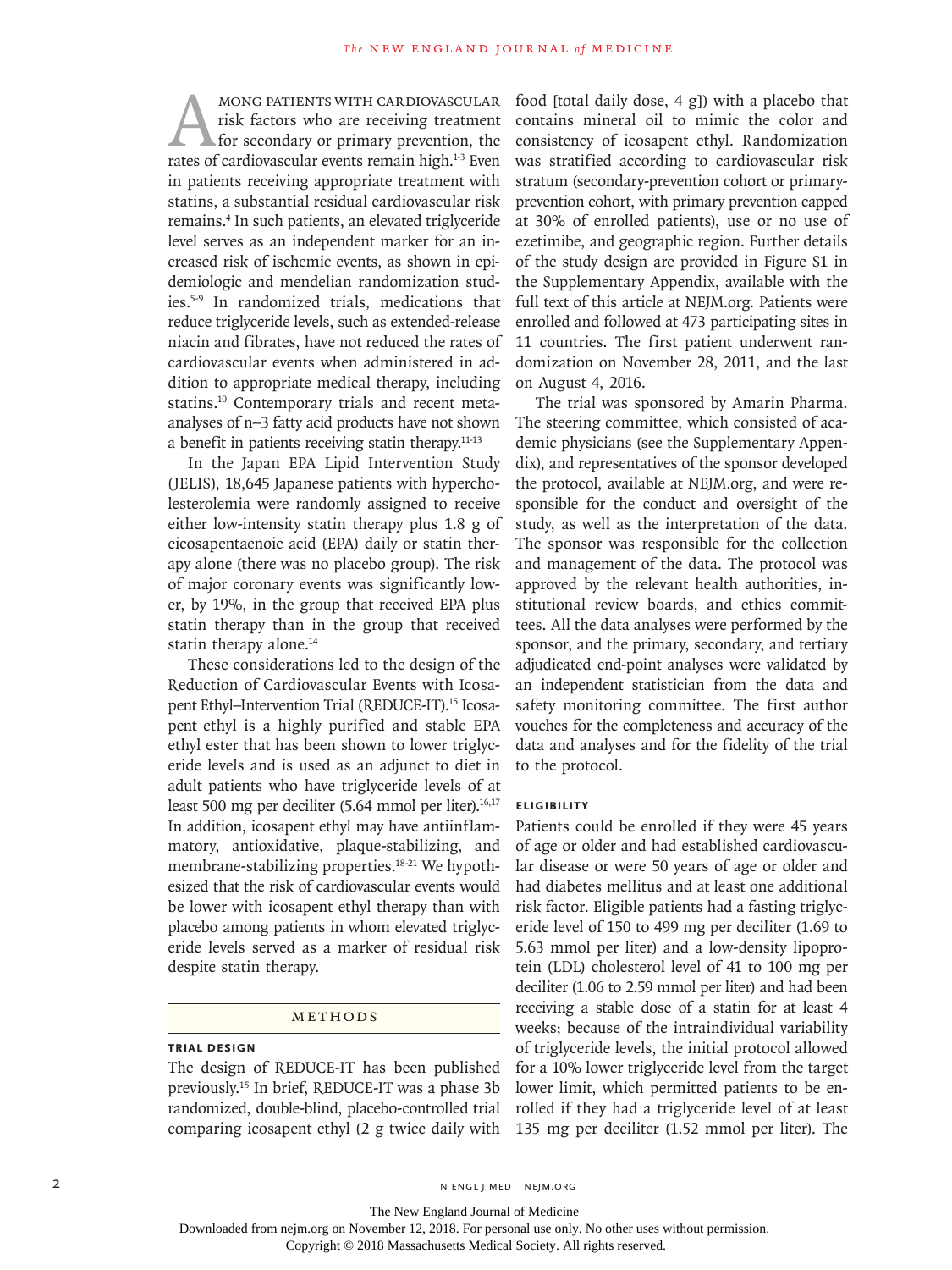Among patients with cardiovascular risk factors who are receiving treatment for secondary or primary prevention, the rates of cardiovascular events remain high.[1-3] Even in patients receiving appropriate treatment with statins, a substantial residual cardiovascular risk remains.[4] In such patients, an elevated triglyceride level serves as an independent marker for an increased risk of ischemic events, as shown in epidemiologic and mendelian randomization studies.[5-9] In randomized trials, medications that reduce triglyceride levels, such as extended-release niacin and fibrates, have not reduced the rates of cardiovascular events when administered in addition to appropriate medical therapy, including statins.[10] Contemporary trials and recent meta-analyses of n–3 fatty acid products have not shown a benefit in patients receiving statin therapy.[11-13]

In the Japan EPA Lipid Intervention Study (JELIS), 18,645 Japanese patients with hypercholesterolemia were randomly assigned to receive either low-intensity statin therapy plus 1.8 g of eicosapentaenoic acid (EPA) daily or statin therapy alone (there was no placebo group). The risk of major coronary events was significantly lower, by 19%, in the group that received EPA plus statin therapy than in the group that received statin therapy alone.[14]

These considerations led to the design of the Reduction of Cardiovascular Events with Icosapent Ethyl–Intervention Trial (REDUCE-IT).[15] Icosapent ethyl is a highly purified and stable EPA ethyl ester that has been shown to lower triglyceride levels and is used as an adjunct to diet in adult patients who have triglyceride levels of at least 500 mg per deciliter (5.64 mmol per liter).[16,17] In addition, icosapent ethyl may have antiinflammatory, antioxidative, plaque-stabilizing, and membrane-stabilizing properties.[18-21] We hypothesized that the risk of cardiovascular events would be lower with icosapent ethyl therapy than with placebo among patients in whom elevated triglyceride levels served as a marker of residual risk despite statin therapy.

## Methods

### Trial Design

The design of REDUCE-IT has been published previously.[15] In brief, REDUCE-IT was a phase 3b randomized, double-blind, placebo-controlled trial comparing icosapent ethyl (2 g twice daily with food [total daily dose, 4 g]) with a placebo that contains mineral oil to mimic the color and consistency of icosapent ethyl. Randomization was stratified according to cardiovascular risk stratum (secondary-prevention cohort or primary-prevention cohort, with primary prevention capped at 30% of enrolled patients), use or no use of ezetimibe, and geographic region. Further details of the study design are provided in Figure S1 in the Supplementary Appendix, available with the full text of this article at NEJM.org. Patients were enrolled and followed at 473 participating sites in 11 countries. The first patient underwent randomization on November 28, 2011, and the last on August 4, 2016.

The trial was sponsored by Amarin Pharma. The steering committee, which consisted of academic physicians (see the Supplementary Appendix), and representatives of the sponsor developed the protocol, available at NEJM.org, and were responsible for the conduct and oversight of the study, as well as the interpretation of the data. The sponsor was responsible for the collection and management of the data. The protocol was approved by the relevant health authorities, institutional review boards, and ethics committees. All the data analyses were performed by the sponsor, and the primary, secondary, and tertiary adjudicated end-point analyses were validated by an independent statistician from the data and safety monitoring committee. The first author vouches for the completeness and accuracy of the data and analyses and for the fidelity of the trial to the protocol.

### Eligibility

Patients could be enrolled if they were 45 years of age or older and had established cardiovascular disease or were 50 years of age or older and had diabetes mellitus and at least one additional risk factor. Eligible patients had a fasting triglyceride level of 150 to 499 mg per deciliter (1.69 to 5.63 mmol per liter) and a low-density lipoprotein (LDL) cholesterol level of 41 to 100 mg per deciliter (1.06 to 2.59 mmol per liter) and had been receiving a stable dose of a statin for at least 4 weeks; because of the intraindividual variability of triglyceride levels, the initial protocol allowed for a 10% lower triglyceride level from the target lower limit, which permitted patients to be enrolled if they had a triglyceride level of at least 135 mg per deciliter (1.52 mmol per liter). The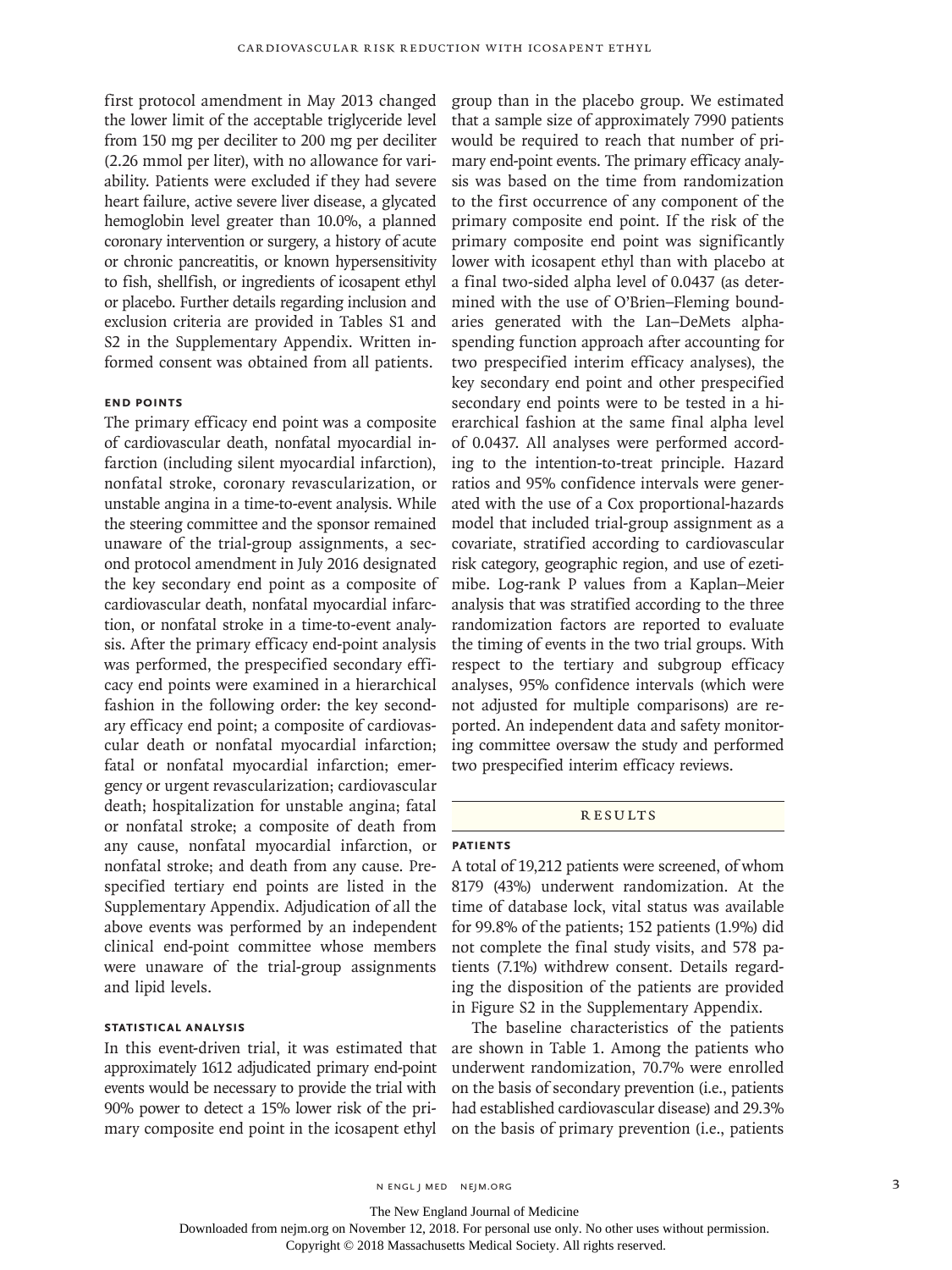first protocol amendment in May 2013 changed the lower limit of the acceptable triglyceride level from 150 mg per deciliter to 200 mg per deciliter (2.26 mmol per liter), with no allowance for variability. Patients were excluded if they had severe heart failure, active severe liver disease, a glycated hemoglobin level greater than 10.0%, a planned coronary intervention or surgery, a history of acute or chronic pancreatitis, or known hypersensitivity to fish, shellfish, or ingredients of icosapent ethyl or placebo. Further details regarding inclusion and exclusion criteria are provided in Tables S1 and S2 in the Supplementary Appendix. Written informed consent was obtained from all patients.

### END POINTS

The primary efficacy end point was a composite of cardiovascular death, nonfatal myocardial infarction (including silent myocardial infarction), nonfatal stroke, coronary revascularization, or unstable angina in a time-to-event analysis. While the steering committee and the sponsor remained unaware of the trial-group assignments, a second protocol amendment in July 2016 designated the key secondary end point as a composite of cardiovascular death, nonfatal myocardial infarction, or nonfatal stroke in a time-to-event analysis. After the primary efficacy end-point analysis was performed, the prespecified secondary efficacy end points were examined in a hierarchical fashion in the following order: the key secondary efficacy end point; a composite of cardiovascular death or nonfatal myocardial infarction; fatal or nonfatal myocardial infarction; emergency or urgent revascularization; cardiovascular death; hospitalization for unstable angina; fatal or nonfatal stroke; a composite of death from any cause, nonfatal myocardial infarction, or nonfatal stroke; and death from any cause. Prespecified tertiary end points are listed in the Supplementary Appendix. Adjudication of all the above events was performed by an independent clinical end-point committee whose members were unaware of the trial-group assignments and lipid levels.

### STATISTICAL ANALYSIS

In this event-driven trial, it was estimated that approximately 1612 adjudicated primary end-point events would be necessary to provide the trial with 90% power to detect a 15% lower risk of the primary composite end point in the icosapent ethyl group than in the placebo group. We estimated that a sample size of approximately 7990 patients would be required to reach that number of primary end-point events. The primary efficacy analysis was based on the time from randomization to the first occurrence of any component of the primary composite end point. If the risk of the primary composite end point was significantly lower with icosapent ethyl than with placebo at a final two-sided alpha level of 0.0437 (as determined with the use of O'Brien–Fleming boundaries generated with the Lan–DeMets alpha-spending function approach after accounting for two prespecified interim efficacy analyses), the key secondary end point and other prespecified secondary end points were to be tested in a hierarchical fashion at the same final alpha level of 0.0437. All analyses were performed according to the intention-to-treat principle. Hazard ratios and 95% confidence intervals were generated with the use of a Cox proportional-hazards model that included trial-group assignment as a covariate, stratified according to cardiovascular risk category, geographic region, and use of ezetimibe. Log-rank P values from a Kaplan–Meier analysis that was stratified according to the three randomization factors are reported to evaluate the timing of events in the two trial groups. With respect to the tertiary and subgroup efficacy analyses, 95% confidence intervals (which were not adjusted for multiple comparisons) are reported. An independent data and safety monitoring committee oversaw the study and performed two prespecified interim efficacy reviews.

## RESULTS

### PATIENTS

A total of 19,212 patients were screened, of whom 8179 (43%) underwent randomization. At the time of database lock, vital status was available for 99.8% of the patients; 152 patients (1.9%) did not complete the final study visits, and 578 patients (7.1%) withdrew consent. Details regarding the disposition of the patients are provided in Figure S2 in the Supplementary Appendix.

The baseline characteristics of the patients are shown in Table 1. Among the patients who underwent randomization, 70.7% were enrolled on the basis of secondary prevention (i.e., patients had established cardiovascular disease) and 29.3% on the basis of primary prevention (i.e., patients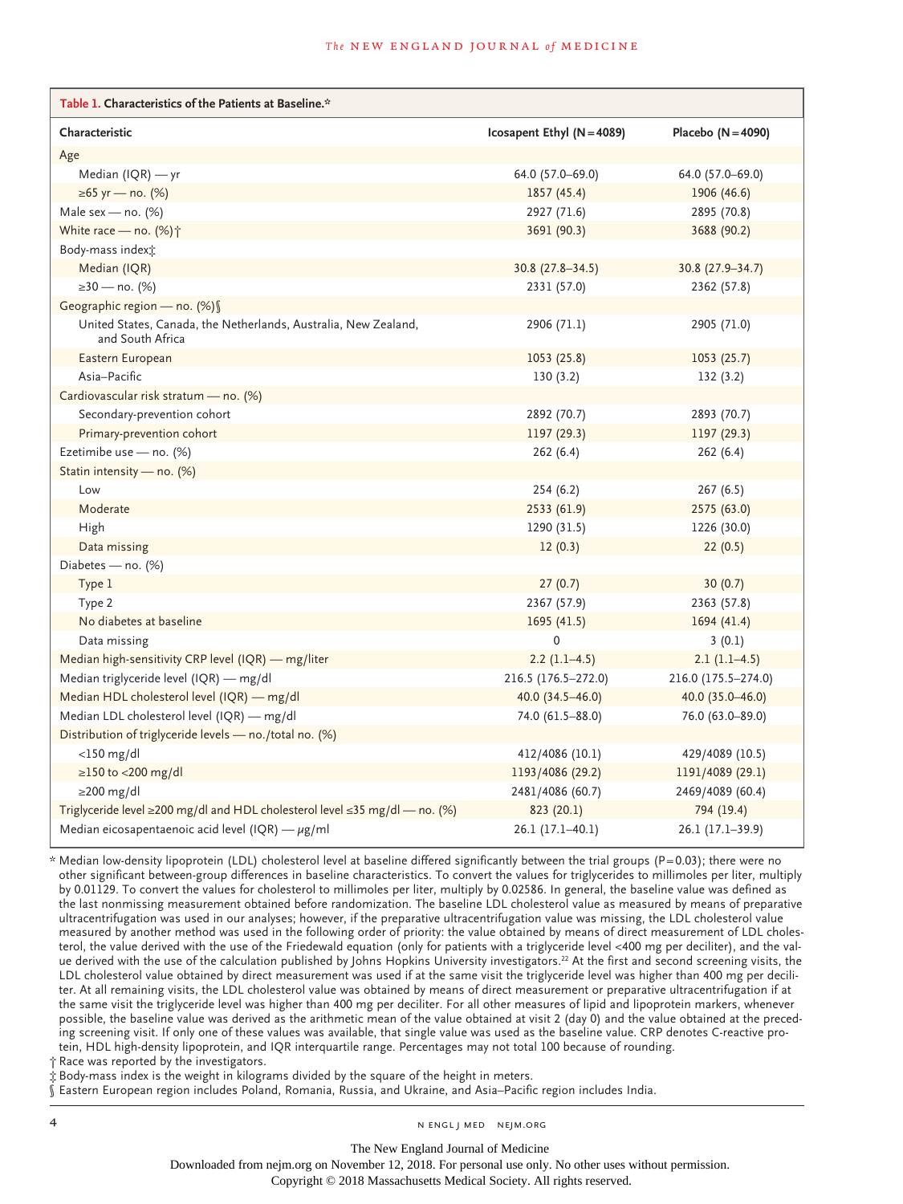**Table 1. Characteristics of the Patients at Baseline.***

| Characteristic | Icosapent Ethyl (N=4089) | Placebo (N=4090) |
|---|---|---|
| Age | | |
| Median (IQR) — yr | 64.0 (57.0–69.0) | 64.0 (57.0–69.0) |
| ≥65 yr — no. (%) | 1857 (45.4) | 1906 (46.6) |
| Male sex — no. (%) | 2927 (71.6) | 2895 (70.8) |
| White race — no. (%)† | 3691 (90.3) | 3688 (90.2) |
| Body-mass index‡ | | |
| Median (IQR) | 30.8 (27.8–34.5) | 30.8 (27.9–34.7) |
| ≥30 — no. (%) | 2331 (57.0) | 2362 (57.8) |
| Geographic region — no. (%)§ | | |
| United States, Canada, the Netherlands, Australia, New Zealand, and South Africa | 2906 (71.1) | 2905 (71.0) |
| Eastern European | 1053 (25.8) | 1053 (25.7) |
| Asia–Pacific | 130 (3.2) | 132 (3.2) |
| Cardiovascular risk stratum — no. (%) | | |
| Secondary-prevention cohort | 2892 (70.7) | 2893 (70.7) |
| Primary-prevention cohort | 1197 (29.3) | 1197 (29.3) |
| Ezetimibe use — no. (%) | 262 (6.4) | 262 (6.4) |
| Statin intensity — no. (%) | | |
| Low | 254 (6.2) | 267 (6.5) |
| Moderate | 2533 (61.9) | 2575 (63.0) |
| High | 1290 (31.5) | 1226 (30.0) |
| Data missing | 12 (0.3) | 22 (0.5) |
| Diabetes — no. (%) | | |
| Type 1 | 27 (0.7) | 30 (0.7) |
| Type 2 | 2367 (57.9) | 2363 (57.8) |
| No diabetes at baseline | 1695 (41.5) | 1694 (41.4) |
| Data missing | 0 | 3 (0.1) |
| Median high-sensitivity CRP level (IQR) — mg/liter | 2.2 (1.1–4.5) | 2.1 (1.1–4.5) |
| Median triglyceride level (IQR) — mg/dl | 216.5 (176.5–272.0) | 216.0 (175.5–274.0) |
| Median HDL cholesterol level (IQR) — mg/dl | 40.0 (34.5–46.0) | 40.0 (35.0–46.0) |
| Median LDL cholesterol level (IQR) — mg/dl | 74.0 (61.5–88.0) | 76.0 (63.0–89.0) |
| Distribution of triglyceride levels — no./total no. (%) | | |
| <150 mg/dl | 412/4086 (10.1) | 429/4089 (10.5) |
| ≥150 to <200 mg/dl | 1193/4086 (29.2) | 1191/4089 (29.1) |
| ≥200 mg/dl | 2481/4086 (60.7) | 2469/4089 (60.4) |
| Triglyceride level ≥200 mg/dl and HDL cholesterol level ≤35 mg/dl — no. (%) | 823 (20.1) | 794 (19.4) |
| Median eicosapentaenoic acid level (IQR) — μg/ml | 26.1 (17.1–40.1) | 26.1 (17.1–39.9) |

\* Median low-density lipoprotein (LDL) cholesterol level at baseline differed significantly between the trial groups (P=0.03); there were no other significant between-group differences in baseline characteristics. To convert the values for triglycerides to millimoles per liter, multiply by 0.01129. To convert the values for cholesterol to millimoles per liter, multiply by 0.02586. In general, the baseline value was defined as the last nonmissing measurement obtained before randomization. The baseline LDL cholesterol value as measured by means of preparative ultracentrifugation was used in our analyses; however, if the preparative ultracentrifugation value was missing, the LDL cholesterol value measured by another method was used in the following order of priority: the value obtained by means of direct measurement of LDL cholesterol, the value derived with the use of the Friedewald equation (only for patients with a triglyceride level <400 mg per deciliter), and the value derived with the use of the calculation published by Johns Hopkins University investigators.[22] At the first and second screening visits, the LDL cholesterol value obtained by direct measurement was used if at the same visit the triglyceride level was higher than 400 mg per deciliter. At all remaining visits, the LDL cholesterol value was obtained by means of direct measurement or preparative ultracentrifugation if at the same visit the triglyceride level was higher than 400 mg per deciliter. For all other measures of lipid and lipoprotein markers, whenever possible, the baseline value was derived as the arithmetic mean of the value obtained at visit 2 (day 0) and the value obtained at the preceding screening visit. If only one of these values was available, that single value was used as the baseline value. CRP denotes C-reactive protein, HDL high-density lipoprotein, and IQR interquartile range. Percentages may not total 100 because of rounding.

† Race was reported by the investigators.

‡ Body-mass index is the weight in kilograms divided by the square of the height in meters.

§ Eastern European region includes Poland, Romania, Russia, and Ukraine, and Asia–Pacific region includes India.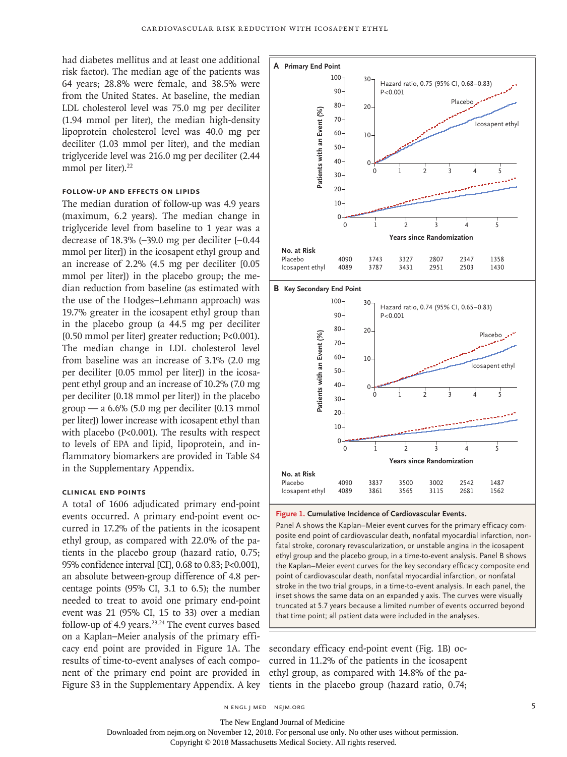had diabetes mellitus and at least one additional risk factor). The median age of the patients was 64 years; 28.8% were female, and 38.5% were from the United States. At baseline, the median LDL cholesterol level was 75.0 mg per deciliter (1.94 mmol per liter), the median high-density lipoprotein cholesterol level was 40.0 mg per deciliter (1.03 mmol per liter), and the median triglyceride level was 216.0 mg per deciliter (2.44 mmol per liter).[22]

### Follow-up and Effects on Lipids

The median duration of follow-up was 4.9 years (maximum, 6.2 years). The median change in triglyceride level from baseline to 1 year was a decrease of 18.3% (−39.0 mg per deciliter [−0.44 mmol per liter]) in the icosapent ethyl group and an increase of 2.2% (4.5 mg per deciliter [0.05 mmol per liter]) in the placebo group; the median reduction from baseline (as estimated with the use of the Hodges–Lehmann approach) was 19.7% greater in the icosapent ethyl group than in the placebo group (a 44.5 mg per deciliter [0.50 mmol per liter] greater reduction; P<0.001). The median change in LDL cholesterol level from baseline was an increase of 3.1% (2.0 mg per deciliter [0.05 mmol per liter]) in the icosapent ethyl group and an increase of 10.2% (7.0 mg per deciliter [0.18 mmol per liter]) in the placebo group — a 6.6% (5.0 mg per deciliter [0.13 mmol per liter]) lower increase with icosapent ethyl than with placebo (P<0.001). The results with respect to levels of EPA and lipid, lipoprotein, and inflammatory biomarkers are provided in Table S4 in the Supplementary Appendix.

### Clinical End Points

A total of 1606 adjudicated primary end-point events occurred. A primary end-point event occurred in 17.2% of the patients in the icosapent ethyl group, as compared with 22.0% of the patients in the placebo group (hazard ratio, 0.75; 95% confidence interval [CI], 0.68 to 0.83; P<0.001), an absolute between-group difference of 4.8 percentage points (95% CI, 3.1 to 6.5); the number needed to treat to avoid one primary end-point event was 21 (95% CI, 15 to 33) over a median follow-up of 4.9 years.[23,24] The event curves based on a Kaplan–Meier analysis of the primary efficacy end point are provided in Figure 1A. The results of time-to-event analyses of each component of the primary end point are provided in Figure S3 in the Supplementary Appendix. A key secondary efficacy end-point event (Fig. 1B) occurred in 11.2% of the patients in the icosapent ethyl group, as compared with 14.8% of the patients in the placebo group (hazard ratio, 0.74;

**A Primary End Point** — Hazard ratio, 0.75 (95% CI, 0.68–0.83); P<0.001

| No. at Risk | 0 | 1 | 2 | 3 | 4 | 5 |
|---|---|---|---|---|---|---|
| Placebo | 4090 | 3743 | 3327 | 2807 | 2347 | 1358 |
| Icosapent ethyl | 4089 | 3787 | 3431 | 2951 | 2503 | 1430 |

**B Key Secondary End Point** — Hazard ratio, 0.74 (95% CI, 0.65–0.83); P<0.001

| No. at Risk | 0 | 1 | 2 | 3 | 4 | 5 |
|---|---|---|---|---|---|---|
| Placebo | 4090 | 3837 | 3500 | 3002 | 2542 | 1487 |
| Icosapent ethyl | 4089 | 3861 | 3565 | 3115 | 2681 | 1562 |

**Figure 1. Cumulative Incidence of Cardiovascular Events.**

Panel A shows the Kaplan–Meier event curves for the primary efficacy composite end point of cardiovascular death, nonfatal myocardial infarction, nonfatal stroke, coronary revascularization, or unstable angina in the icosapent ethyl group and the placebo group, in a time-to-event analysis. Panel B shows the Kaplan–Meier event curves for the key secondary efficacy composite end point of cardiovascular death, nonfatal myocardial infarction, or nonfatal stroke in the two trial groups, in a time-to-event analysis. In each panel, the inset shows the same data on an expanded y axis. The curves were visually truncated at 5.7 years because a limited number of events occurred beyond that time point; all patient data were included in the analyses.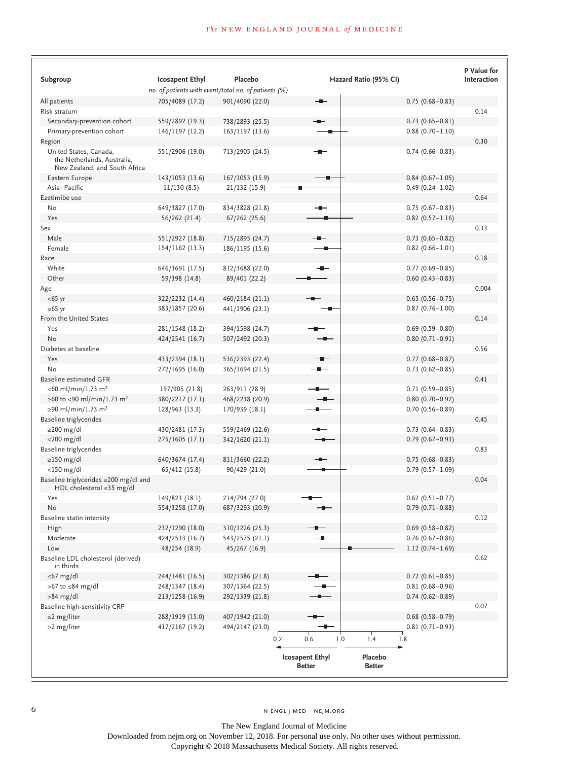| Subgroup | Icosapent Ethyl | Placebo | Hazard Ratio (95% CI) | P Value for Interaction |
|---|---|---|---|---|
| | *no. of patients with event/total no. of patients (%)* | | | |
| All patients | 705/4089 (17.2) | 901/4090 (22.0) | 0.75 (0.68–0.83) | |
| Risk stratum | | | | 0.14 |
| Secondary-prevention cohort | 559/2892 (19.3) | 738/2893 (25.5) | 0.73 (0.65–0.81) | |
| Primary-prevention cohort | 146/1197 (12.2) | 163/1197 (13.6) | 0.88 (0.70–1.10) | |
| Region | | | | 0.30 |
| United States, Canada, the Netherlands, Australia, New Zealand, and South Africa | 551/2906 (19.0) | 713/2905 (24.5) | 0.74 (0.66–0.83) | |
| Eastern Europe | 143/1053 (13.6) | 167/1053 (15.9) | 0.84 (0.67–1.05) | |
| Asia–Pacific | 11/130 (8.5) | 21/132 (15.9) | 0.49 (0.24–1.02) | |
| Ezetimibe use | | | | 0.64 |
| No | 649/3827 (17.0) | 834/3828 (21.8) | 0.75 (0.67–0.83) | |
| Yes | 56/262 (21.4) | 67/262 (25.6) | 0.82 (0.57–1.16) | |
| Sex | | | | 0.33 |
| Male | 551/2927 (18.8) | 715/2895 (24.7) | 0.73 (0.65–0.82) | |
| Female | 154/1162 (13.3) | 186/1195 (15.6) | 0.82 (0.66–1.01) | |
| Race | | | | 0.18 |
| White | 646/3691 (17.5) | 812/3688 (22.0) | 0.77 (0.69–0.85) | |
| Other | 59/398 (14.8) | 89/401 (22.2) | 0.60 (0.43–0.83) | |
| Age | | | | 0.004 |
| <65 yr | 322/2232 (14.4) | 460/2184 (21.1) | 0.65 (0.56–0.75) | |
| ≥65 yr | 383/1857 (20.6) | 441/1906 (23.1) | 0.87 (0.76–1.00) | |
| From the United States | | | | 0.14 |
| Yes | 281/1548 (18.2) | 394/1598 (24.7) | 0.69 (0.59–0.80) | |
| No | 424/2541 (16.7) | 507/2492 (20.3) | 0.80 (0.71–0.91) | |
| Diabetes at baseline | | | | 0.56 |
| Yes | 433/2394 (18.1) | 536/2393 (22.4) | 0.77 (0.68–0.87) | |
| No | 272/1695 (16.0) | 365/1694 (21.5) | 0.73 (0.62–0.85) | |
| Baseline estimated GFR | | | | 0.41 |
| <60 ml/min/1.73 $m^2$ | 197/905 (21.8) | 263/911 (28.9) | 0.71 (0.59–0.85) | |
| ≥60 to <90 ml/min/1.73 $m^2$ | 380/2217 (17.1) | 468/2238 (20.9) | 0.80 (0.70–0.92) | |
| ≥90 ml/min/1.73 $m^2$ | 128/963 (13.3) | 170/939 (18.1) | 0.70 (0.56–0.89) | |
| Baseline triglycerides | | | | 0.45 |
| ≥200 mg/dl | 430/2481 (17.3) | 559/2469 (22.6) | 0.73 (0.64–0.83) | |
| <200 mg/dl | 275/1605 (17.1) | 342/1620 (21.1) | 0.79 (0.67–0.93) | |
| Baseline triglycerides | | | | 0.83 |
| ≥150 mg/dl | 640/3674 (17.4) | 811/3660 (22.2) | 0.75 (0.68–0.83) | |
| <150 mg/dl | 65/412 (15.8) | 90/429 (21.0) | 0.79 (0.57–1.09) | |
| Baseline triglycerides ≥200 mg/dl and HDL cholesterol ≤35 mg/dl | | | | 0.04 |
| Yes | 149/823 (18.1) | 214/794 (27.0) | 0.62 (0.51–0.77) | |
| No | 554/3258 (17.0) | 687/3293 (20.9) | 0.79 (0.71–0.88) | |
| Baseline statin intensity | | | | 0.12 |
| High | 232/1290 (18.0) | 310/1226 (25.3) | 0.69 (0.58–0.82) | |
| Moderate | 424/2533 (16.7) | 543/2575 (21.1) | 0.76 (0.67–0.86) | |
| Low | 48/254 (18.9) | 45/267 (16.9) | 1.12 (0.74–1.69) | |
| Baseline LDL cholesterol (derived) in thirds | | | | 0.62 |
| ≤67 mg/dl | 244/1481 (16.5) | 302/1386 (21.8) | 0.72 (0.61–0.85) | |
| >67 to ≤84 mg/dl | 248/1347 (18.4) | 307/1364 (22.5) | 0.81 (0.68–0.96) | |
| >84 mg/dl | 213/1258 (16.9) | 292/1339 (21.8) | 0.74 (0.62–0.89) | |
| Baseline high-sensitivity CRP | | | | 0.07 |
| ≤2 mg/liter | 288/1919 (15.0) | 407/1942 (21.0) | 0.68 (0.58–0.79) | |
| >2 mg/liter | 417/2167 (19.2) | 494/2147 (23.0) | 0.81 (0.71–0.93) | |

Hazard ratio axis: 0.2, 0.6, 1.0, 1.4, 1.8 — ← Icosapent Ethyl Better | Placebo Better →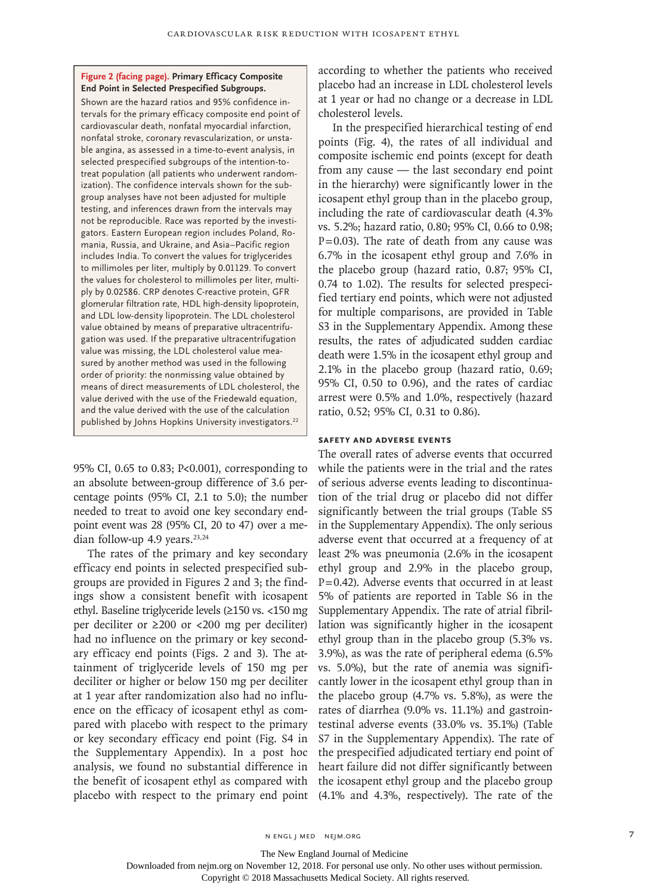**Figure 2 (facing page). Primary Efficacy Composite End Point in Selected Prespecified Subgroups.**

Shown are the hazard ratios and 95% confidence intervals for the primary efficacy composite end point of cardiovascular death, nonfatal myocardial infarction, nonfatal stroke, coronary revascularization, or unstable angina, as assessed in a time-to-event analysis, in selected prespecified subgroups of the intention-to-treat population (all patients who underwent randomization). The confidence intervals shown for the subgroup analyses have not been adjusted for multiple testing, and inferences drawn from the intervals may not be reproducible. Race was reported by the investigators. Eastern European region includes Poland, Romania, Russia, and Ukraine, and Asia–Pacific region includes India. To convert the values for triglycerides to millimoles per liter, multiply by 0.01129. To convert the values for cholesterol to millimoles per liter, multiply by 0.02586. CRP denotes C-reactive protein, GFR glomerular filtration rate, HDL high-density lipoprotein, and LDL low-density lipoprotein. The LDL cholesterol value obtained by means of preparative ultracentrifugation was used. If the preparative ultracentrifugation value was missing, the LDL cholesterol value measured by another method was used in the following order of priority: the nonmissing value obtained by means of direct measurements of LDL cholesterol, the value derived with the use of the Friedewald equation, and the value derived with the use of the calculation published by Johns Hopkins University investigators.[22]

95% CI, 0.65 to 0.83; P<0.001), corresponding to an absolute between-group difference of 3.6 percentage points (95% CI, 2.1 to 5.0); the number needed to treat to avoid one key secondary endpoint event was 28 (95% CI, 20 to 47) over a median follow-up 4.9 years.[23,24]

The rates of the primary and key secondary efficacy end points in selected prespecified subgroups are provided in Figures 2 and 3; the findings show a consistent benefit with icosapent ethyl. Baseline triglyceride levels (≥150 vs. <150 mg per deciliter or ≥200 or <200 mg per deciliter) had no influence on the primary or key secondary efficacy end points (Figs. 2 and 3). The attainment of triglyceride levels of 150 mg per deciliter or higher or below 150 mg per deciliter at 1 year after randomization also had no influence on the efficacy of icosapent ethyl as compared with placebo with respect to the primary or key secondary efficacy end point (Fig. S4 in the Supplementary Appendix). In a post hoc analysis, we found no substantial difference in the benefit of icosapent ethyl as compared with placebo with respect to the primary end point according to whether the patients who received placebo had an increase in LDL cholesterol levels at 1 year or had no change or a decrease in LDL cholesterol levels.

In the prespecified hierarchical testing of end points (Fig. 4), the rates of all individual and composite ischemic end points (except for death from any cause — the last secondary end point in the hierarchy) were significantly lower in the icosapent ethyl group than in the placebo group, including the rate of cardiovascular death (4.3% vs. 5.2%; hazard ratio, 0.80; 95% CI, 0.66 to 0.98; P=0.03). The rate of death from any cause was 6.7% in the icosapent ethyl group and 7.6% in the placebo group (hazard ratio, 0.87; 95% CI, 0.74 to 1.02). The results for selected prespecified tertiary end points, which were not adjusted for multiple comparisons, are provided in Table S3 in the Supplementary Appendix. Among these results, the rates of adjudicated sudden cardiac death were 1.5% in the icosapent ethyl group and 2.1% in the placebo group (hazard ratio, 0.69; 95% CI, 0.50 to 0.96), and the rates of cardiac arrest were 0.5% and 1.0%, respectively (hazard ratio, 0.52; 95% CI, 0.31 to 0.86).

### SAFETY AND ADVERSE EVENTS

The overall rates of adverse events that occurred while the patients were in the trial and the rates of serious adverse events leading to discontinuation of the trial drug or placebo did not differ significantly between the trial groups (Table S5 in the Supplementary Appendix). The only serious adverse event that occurred at a frequency of at least 2% was pneumonia (2.6% in the icosapent ethyl group and 2.9% in the placebo group, P=0.42). Adverse events that occurred in at least 5% of patients are reported in Table S6 in the Supplementary Appendix. The rate of atrial fibrillation was significantly higher in the icosapent ethyl group than in the placebo group (5.3% vs. 3.9%), as was the rate of peripheral edema (6.5% vs. 5.0%), but the rate of anemia was significantly lower in the icosapent ethyl group than in the placebo group (4.7% vs. 5.8%), as were the rates of diarrhea (9.0% vs. 11.1%) and gastrointestinal adverse events (33.0% vs. 35.1%) (Table S7 in the Supplementary Appendix). The rate of the prespecified adjudicated tertiary end point of heart failure did not differ significantly between the icosapent ethyl group and the placebo group (4.1% and 4.3%, respectively). The rate of the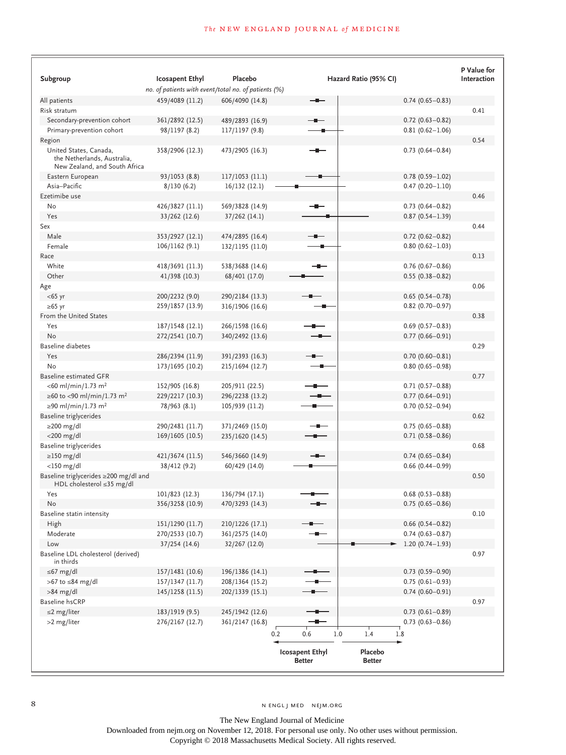| Subgroup | Icosapent Ethyl | Placebo | Hazard Ratio (95% CI) | | P Value for Interaction |
|---|---|---|---|---|---|
| | *no. of patients with event/total no. of patients (%)* | | | | |
| All patients | 459/4089 (11.2) | 606/4090 (14.8) | | 0.74 (0.65–0.83) | |
| Risk stratum | | | | | 0.41 |
| Secondary-prevention cohort | 361/2892 (12.5) | 489/2893 (16.9) | | 0.72 (0.63–0.82) | |
| Primary-prevention cohort | 98/1197 (8.2) | 117/1197 (9.8) | | 0.81 (0.62–1.06) | |
| Region | | | | | 0.54 |
| United States, Canada, the Netherlands, Australia, New Zealand, and South Africa | 358/2906 (12.3) | 473/2905 (16.3) | | 0.73 (0.64–0.84) | |
| Eastern European | 93/1053 (8.8) | 117/1053 (11.1) | | 0.78 (0.59–1.02) | |
| Asia–Pacific | 8/130 (6.2) | 16/132 (12.1) | | 0.47 (0.20–1.10) | |
| Ezetimibe use | | | | | 0.46 |
| No | 426/3827 (11.1) | 569/3828 (14.9) | | 0.73 (0.64–0.82) | |
| Yes | 33/262 (12.6) | 37/262 (14.1) | | 0.87 (0.54–1.39) | |
| Sex | | | | | 0.44 |
| Male | 353/2927 (12.1) | 474/2895 (16.4) | | 0.72 (0.62–0.82) | |
| Female | 106/1162 (9.1) | 132/1195 (11.0) | | 0.80 (0.62–1.03) | |
| Race | | | | | 0.13 |
| White | 418/3691 (11.3) | 538/3688 (14.6) | | 0.76 (0.67–0.86) | |
| Other | 41/398 (10.3) | 68/401 (17.0) | | 0.55 (0.38–0.82) | |
| Age | | | | | 0.06 |
| <65 yr | 200/2232 (9.0) | 290/2184 (13.3) | | 0.65 (0.54–0.78) | |
| ≥65 yr | 259/1857 (13.9) | 316/1906 (16.6) | | 0.82 (0.70–0.97) | |
| From the United States | | | | | 0.38 |
| Yes | 187/1548 (12.1) | 266/1598 (16.6) | | 0.69 (0.57–0.83) | |
| No | 272/2541 (10.7) | 340/2492 (13.6) | | 0.77 (0.66–0.91) | |
| Baseline diabetes | | | | | 0.29 |
| Yes | 286/2394 (11.9) | 391/2393 (16.3) | | 0.70 (0.60–0.81) | |
| No | 173/1695 (10.2) | 215/1694 (12.7) | | 0.80 (0.65–0.98) | |
| Baseline estimated GFR | | | | | 0.77 |
| <60 ml/min/1.73 $m^2$ | 152/905 (16.8) | 205/911 (22.5) | | 0.71 (0.57–0.88) | |
| ≥60 to <90 ml/min/1.73 $m^2$ | 229/2217 (10.3) | 296/2238 (13.2) | | 0.77 (0.64–0.91) | |
| ≥90 ml/min/1.73 $m^2$ | 78/963 (8.1) | 105/939 (11.2) | | 0.70 (0.52–0.94) | |
| Baseline triglycerides | | | | | 0.62 |
| ≥200 mg/dl | 290/2481 (11.7) | 371/2469 (15.0) | | 0.75 (0.65–0.88) | |
| <200 mg/dl | 169/1605 (10.5) | 235/1620 (14.5) | | 0.71 (0.58–0.86) | |
| Baseline triglycerides | | | | | 0.68 |
| ≥150 mg/dl | 421/3674 (11.5) | 546/3660 (14.9) | | 0.74 (0.65–0.84) | |
| <150 mg/dl | 38/412 (9.2) | 60/429 (14.0) | | 0.66 (0.44–0.99) | |
| Baseline triglycerides ≥200 mg/dl and HDL cholesterol ≤35 mg/dl | | | | | 0.50 |
| Yes | 101/823 (12.3) | 136/794 (17.1) | | 0.68 (0.53–0.88) | |
| No | 356/3258 (10.9) | 470/3293 (14.3) | | 0.75 (0.65–0.86) | |
| Baseline statin intensity | | | | | 0.10 |
| High | 151/1290 (11.7) | 210/1226 (17.1) | | 0.66 (0.54–0.82) | |
| Moderate | 270/2533 (10.7) | 361/2575 (14.0) | | 0.74 (0.63–0.87) | |
| Low | 37/254 (14.6) | 32/267 (12.0) | | 1.20 (0.74–1.93) | |
| Baseline LDL cholesterol (derived) in thirds | | | | | 0.97 |
| ≤67 mg/dl | 157/1481 (10.6) | 196/1386 (14.1) | | 0.73 (0.59–0.90) | |
| >67 to ≤84 mg/dl | 157/1347 (11.7) | 208/1364 (15.2) | | 0.75 (0.61–0.93) | |
| >84 mg/dl | 145/1258 (11.5) | 202/1339 (15.1) | | 0.74 (0.60–0.91) | |
| Baseline hsCRP | | | | | 0.97 |
| ≤2 mg/liter | 183/1919 (9.5) | 245/1942 (12.6) | | 0.73 (0.61–0.89) | |
| >2 mg/liter | 276/2167 (12.7) | 361/2147 (16.8) | | 0.73 (0.63–0.86) | |

Axis: 0.2, 0.6, 1.0, 1.4, 1.8 — ← Icosapent Ethyl Better | Placebo Better →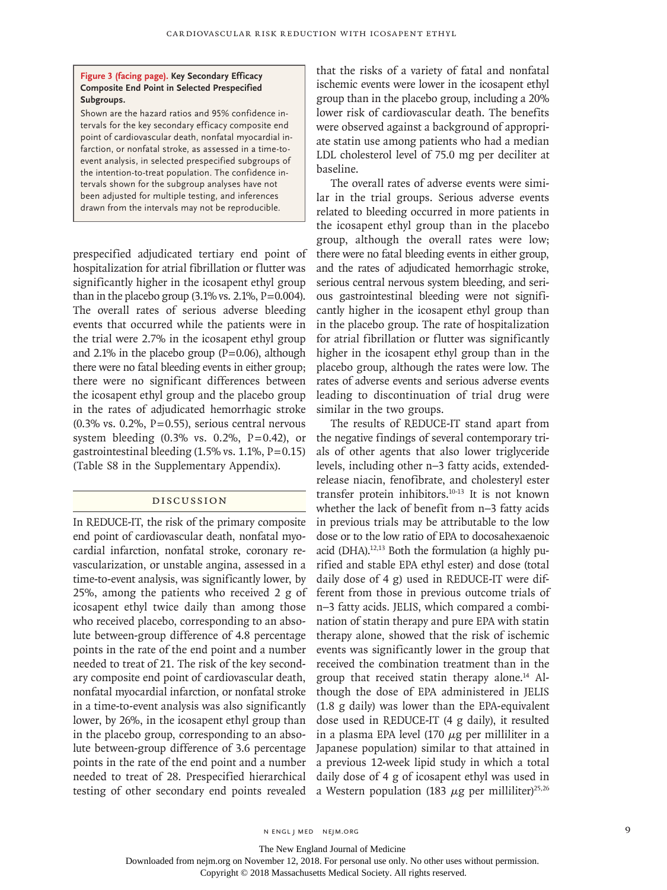**Figure 3 (facing page). Key Secondary Efficacy Composite End Point in Selected Prespecified Subgroups.**

Shown are the hazard ratios and 95% confidence intervals for the key secondary efficacy composite end point of cardiovascular death, nonfatal myocardial infarction, or nonfatal stroke, as assessed in a time-to-event analysis, in selected prespecified subgroups of the intention-to-treat population. The confidence intervals shown for the subgroup analyses have not been adjusted for multiple testing, and inferences drawn from the intervals may not be reproducible.

prespecified adjudicated tertiary end point of hospitalization for atrial fibrillation or flutter was significantly higher in the icosapent ethyl group than in the placebo group (3.1% vs. 2.1%, P=0.004). The overall rates of serious adverse bleeding events that occurred while the patients were in the trial were 2.7% in the icosapent ethyl group and 2.1% in the placebo group (P=0.06), although there were no fatal bleeding events in either group; there were no significant differences between the icosapent ethyl group and the placebo group in the rates of adjudicated hemorrhagic stroke (0.3% vs. 0.2%, P=0.55), serious central nervous system bleeding (0.3% vs. 0.2%, P=0.42), or gastrointestinal bleeding (1.5% vs. 1.1%, P=0.15) (Table S8 in the Supplementary Appendix).

## Discussion

In REDUCE-IT, the risk of the primary composite end point of cardiovascular death, nonfatal myocardial infarction, nonfatal stroke, coronary revascularization, or unstable angina, assessed in a time-to-event analysis, was significantly lower, by 25%, among the patients who received 2 g of icosapent ethyl twice daily than among those who received placebo, corresponding to an absolute between-group difference of 4.8 percentage points in the rate of the end point and a number needed to treat of 21. The risk of the key secondary composite end point of cardiovascular death, nonfatal myocardial infarction, or nonfatal stroke in a time-to-event analysis was also significantly lower, by 26%, in the icosapent ethyl group than in the placebo group, corresponding to an absolute between-group difference of 3.6 percentage points in the rate of the end point and a number needed to treat of 28. Prespecified hierarchical testing of other secondary end points revealed that the risks of a variety of fatal and nonfatal ischemic events were lower in the icosapent ethyl group than in the placebo group, including a 20% lower risk of cardiovascular death. The benefits were observed against a background of appropriate statin use among patients who had a median LDL cholesterol level of 75.0 mg per deciliter at baseline.

The overall rates of adverse events were similar in the trial groups. Serious adverse events related to bleeding occurred in more patients in the icosapent ethyl group than in the placebo group, although the overall rates were low; there were no fatal bleeding events in either group, and the rates of adjudicated hemorrhagic stroke, serious central nervous system bleeding, and serious gastrointestinal bleeding were not significantly higher in the icosapent ethyl group than in the placebo group. The rate of hospitalization for atrial fibrillation or flutter was significantly higher in the icosapent ethyl group than in the placebo group, although the rates were low. The rates of adverse events and serious adverse events leading to discontinuation of trial drug were similar in the two groups.

The results of REDUCE-IT stand apart from the negative findings of several contemporary trials of other agents that also lower triglyceride levels, including other n–3 fatty acids, extended-release niacin, fenofibrate, and cholesteryl ester transfer protein inhibitors.[10-13] It is not known whether the lack of benefit from n–3 fatty acids in previous trials may be attributable to the low dose or to the low ratio of EPA to docosahexaenoic acid (DHA).[12,13] Both the formulation (a highly purified and stable EPA ethyl ester) and dose (total daily dose of 4 g) used in REDUCE-IT were different from those in previous outcome trials of n–3 fatty acids. JELIS, which compared a combination of statin therapy and pure EPA with statin therapy alone, showed that the risk of ischemic events was significantly lower in the group that received the combination treatment than in the group that received statin therapy alone.[14] Although the dose of EPA administered in JELIS (1.8 g daily) was lower than the EPA-equivalent dose used in REDUCE-IT (4 g daily), it resulted in a plasma EPA level (170 $\mu$g per milliliter in a Japanese population) similar to that attained in a previous 12-week lipid study in which a total daily dose of 4 g of icosapent ethyl was used in a Western population (183 $\mu$g per milliliter)[25,26]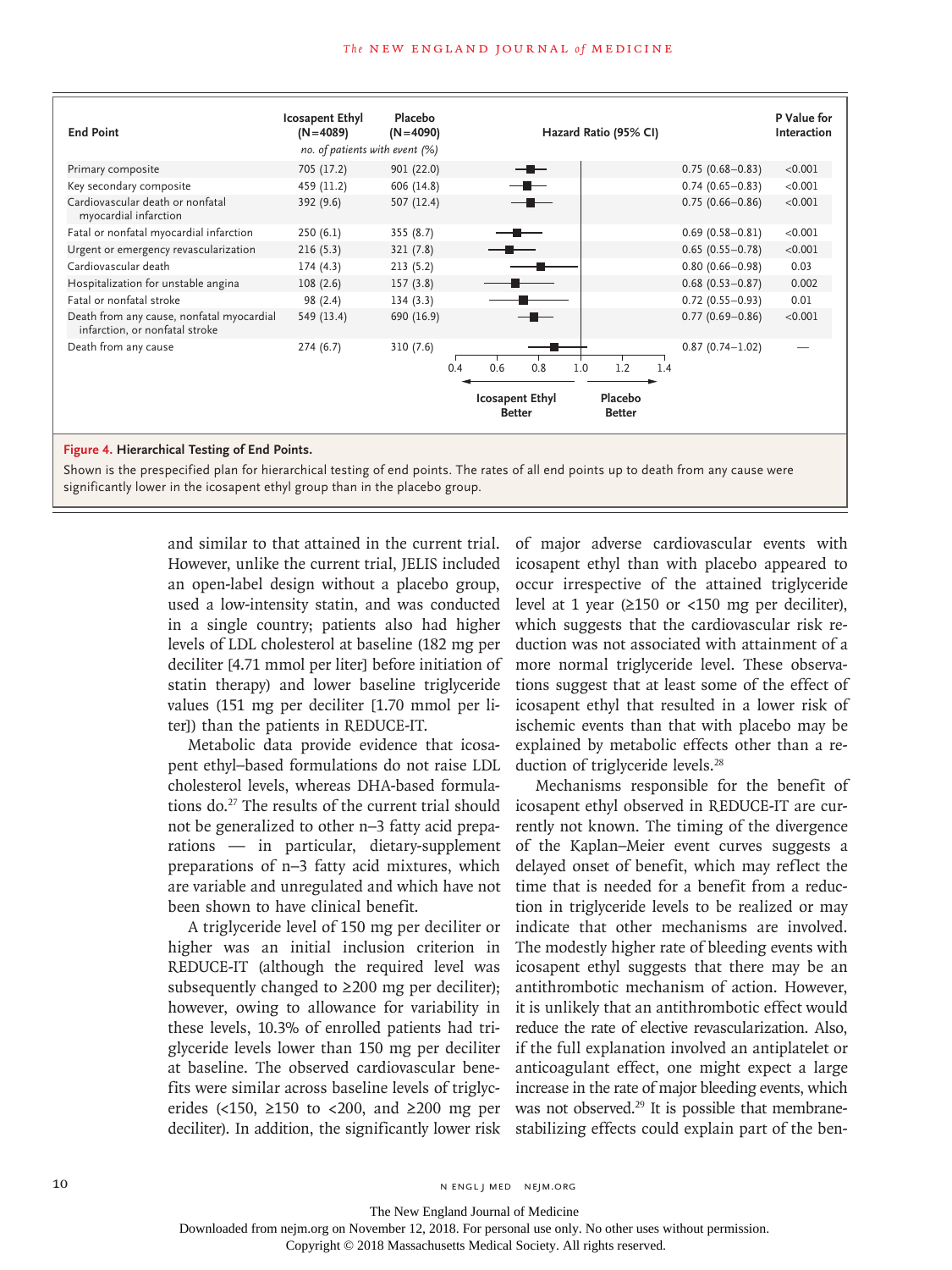| End Point | Icosapent Ethyl (N=4089) | Placebo (N=4090) | Hazard Ratio (95% CI) | P Value for Interaction |
|---|---|---|---|---|
| | *no. of patients with event (%)* | | | |
| Primary composite | 705 (17.2) | 901 (22.0) | 0.75 (0.68–0.83) | <0.001 |
| Key secondary composite | 459 (11.2) | 606 (14.8) | 0.74 (0.65–0.83) | <0.001 |
| Cardiovascular death or nonfatal myocardial infarction | 392 (9.6) | 507 (12.4) | 0.75 (0.66–0.86) | <0.001 |
| Fatal or nonfatal myocardial infarction | 250 (6.1) | 355 (8.7) | 0.69 (0.58–0.81) | <0.001 |
| Urgent or emergency revascularization | 216 (5.3) | 321 (7.8) | 0.65 (0.55–0.78) | <0.001 |
| Cardiovascular death | 174 (4.3) | 213 (5.2) | 0.80 (0.66–0.98) | 0.03 |
| Hospitalization for unstable angina | 108 (2.6) | 157 (3.8) | 0.68 (0.53–0.87) | 0.002 |
| Fatal or nonfatal stroke | 98 (2.4) | 134 (3.3) | 0.72 (0.55–0.93) | 0.01 |
| Death from any cause, nonfatal myocardial infarction, or nonfatal stroke | 549 (13.4) | 690 (16.9) | 0.77 (0.69–0.86) | <0.001 |
| Death from any cause | 274 (6.7) | 310 (7.6) | 0.87 (0.74–1.02) | — |

(Forest plot axis: 0.4, 0.6, 0.8, 1.0, 1.2, 1.4; ← Icosapent Ethyl Better | Placebo Better →)

**Figure 4. Hierarchical Testing of End Points.**

Shown is the prespecified plan for hierarchical testing of end points. The rates of all end points up to death from any cause were significantly lower in the icosapent ethyl group than in the placebo group.

and similar to that attained in the current trial. However, unlike the current trial, JELIS included an open-label design without a placebo group, used a low-intensity statin, and was conducted in a single country; patients also had higher levels of LDL cholesterol at baseline (182 mg per deciliter [4.71 mmol per liter] before initiation of statin therapy) and lower baseline triglyceride values (151 mg per deciliter [1.70 mmol per liter]) than the patients in REDUCE-IT.

Metabolic data provide evidence that icosapent ethyl–based formulations do not raise LDL cholesterol levels, whereas DHA-based formulations do.[27] The results of the current trial should not be generalized to other n−3 fatty acid preparations — in particular, dietary-supplement preparations of n−3 fatty acid mixtures, which are variable and unregulated and which have not been shown to have clinical benefit.

A triglyceride level of 150 mg per deciliter or higher was an initial inclusion criterion in REDUCE-IT (although the required level was subsequently changed to ≥200 mg per deciliter); however, owing to allowance for variability in these levels, 10.3% of enrolled patients had triglyceride levels lower than 150 mg per deciliter at baseline. The observed cardiovascular benefits were similar across baseline levels of triglycerides (<150, ≥150 to <200, and ≥200 mg per deciliter). In addition, the significantly lower risk of major adverse cardiovascular events with icosapent ethyl than with placebo appeared to occur irrespective of the attained triglyceride level at 1 year (≥150 or <150 mg per deciliter), which suggests that the cardiovascular risk reduction was not associated with attainment of a more normal triglyceride level. These observations suggest that at least some of the effect of icosapent ethyl that resulted in a lower risk of ischemic events than that with placebo may be explained by metabolic effects other than a reduction of triglyceride levels.[28]

Mechanisms responsible for the benefit of icosapent ethyl observed in REDUCE-IT are currently not known. The timing of the divergence of the Kaplan–Meier event curves suggests a delayed onset of benefit, which may reflect the time that is needed for a benefit from a reduction in triglyceride levels to be realized or may indicate that other mechanisms are involved. The modestly higher rate of bleeding events with icosapent ethyl suggests that there may be an antithrombotic mechanism of action. However, it is unlikely that an antithrombotic effect would reduce the rate of elective revascularization. Also, if the full explanation involved an antiplatelet or anticoagulant effect, one might expect a large increase in the rate of major bleeding events, which was not observed.[29] It is possible that membrane-stabilizing effects could explain part of the ben-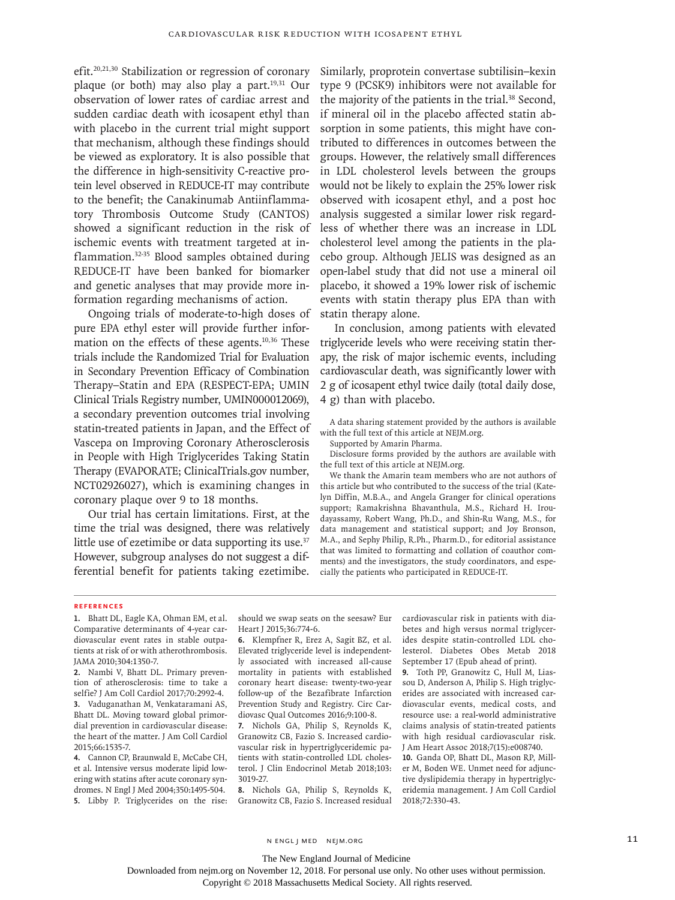efit.[20,21,30] Stabilization or regression of coronary plaque (or both) may also play a part.[19,31] Our observation of lower rates of cardiac arrest and sudden cardiac death with icosapent ethyl than with placebo in the current trial might support that mechanism, although these findings should be viewed as exploratory. It is also possible that the difference in high-sensitivity C-reactive protein level observed in REDUCE-IT may contribute to the benefit; the Canakinumab Antiinflammatory Thrombosis Outcome Study (CANTOS) showed a significant reduction in the risk of ischemic events with treatment targeted at inflammation.[32-35] Blood samples obtained during REDUCE-IT have been banked for biomarker and genetic analyses that may provide more information regarding mechanisms of action.

Ongoing trials of moderate-to-high doses of pure EPA ethyl ester will provide further information on the effects of these agents.[10,36] These trials include the Randomized Trial for Evaluation in Secondary Prevention Efficacy of Combination Therapy–Statin and EPA (RESPECT-EPA; UMIN Clinical Trials Registry number, UMIN000012069), a secondary prevention outcomes trial involving statin-treated patients in Japan, and the Effect of Vascepa on Improving Coronary Atherosclerosis in People with High Triglycerides Taking Statin Therapy (EVAPORATE; ClinicalTrials.gov number, NCT02926027), which is examining changes in coronary plaque over 9 to 18 months.

Our trial has certain limitations. First, at the time the trial was designed, there was relatively little use of ezetimibe or data supporting its use.[37] However, subgroup analyses do not suggest a differential benefit for patients taking ezetimibe. Similarly, proprotein convertase subtilisin–kexin type 9 (PCSK9) inhibitors were not available for the majority of the patients in the trial.[38] Second, if mineral oil in the placebo affected statin absorption in some patients, this might have contributed to differences in outcomes between the groups. However, the relatively small differences in LDL cholesterol levels between the groups would not be likely to explain the 25% lower risk observed with icosapent ethyl, and a post hoc analysis suggested a similar lower risk regardless of whether there was an increase in LDL cholesterol level among the patients in the placebo group. Although JELIS was designed as an open-label study that did not use a mineral oil placebo, it showed a 19% lower risk of ischemic events with statin therapy plus EPA than with statin therapy alone.

In conclusion, among patients with elevated triglyceride levels who were receiving statin therapy, the risk of major ischemic events, including cardiovascular death, was significantly lower with 2 g of icosapent ethyl twice daily (total daily dose, 4 g) than with placebo.

A data sharing statement provided by the authors is available with the full text of this article at NEJM.org.

Supported by Amarin Pharma.

Disclosure forms provided by the authors are available with the full text of this article at NEJM.org.

We thank the Amarin team members who are not authors of this article but who contributed to the success of the trial (Katelyn Diffin, M.B.A., and Angela Granger for clinical operations support; Ramakrishna Bhavanthula, M.S., Richard H. Iroudayassamy, Robert Wang, Ph.D., and Shin-Ru Wang, M.S., for data management and statistical support; and Joy Bronson, M.A., and Sephy Philip, R.Ph., Pharm.D., for editorial assistance that was limited to formatting and collation of coauthor comments) and the investigators, the study coordinators, and especially the patients who participated in REDUCE-IT.

## References

1. Bhatt DL, Eagle KA, Ohman EM, et al. Comparative determinants of 4-year cardiovascular event rates in stable outpatients at risk of or with atherothrombosis. JAMA 2010;304:1350-7.
2. Nambi V, Bhatt DL. Primary prevention of atherosclerosis: time to take a selfie? J Am Coll Cardiol 2017;70:2992-4.
3. Vaduganathan M, Venkataramani AS, Bhatt DL. Moving toward global primordial prevention in cardiovascular disease: the heart of the matter. J Am Coll Cardiol 2015;66:1535-7.
4. Cannon CP, Braunwald E, McCabe CH, et al. Intensive versus moderate lipid lowering with statins after acute coronary syndromes. N Engl J Med 2004;350:1495-504.
5. Libby P. Triglycerides on the rise: should we swap seats on the seesaw? Eur Heart J 2015;36:774-6.
6. Klempfner R, Erez A, Sagit BZ, et al. Elevated triglyceride level is independently associated with increased all-cause mortality in patients with established coronary heart disease: twenty-two-year follow-up of the Bezafibrate Infarction Prevention Study and Registry. Circ Cardiovasc Qual Outcomes 2016;9:100-8.
7. Nichols GA, Philip S, Reynolds K, Granowitz CB, Fazio S. Increased cardiovascular risk in hypertriglyceridemic patients with statin-controlled LDL cholesterol. J Clin Endocrinol Metab 2018;103:3019-27.
8. Nichols GA, Philip S, Reynolds K, Granowitz CB, Fazio S. Increased residual cardiovascular risk in patients with diabetes and high versus normal triglycerides despite statin-controlled LDL cholesterol. Diabetes Obes Metab 2018 September 17 (Epub ahead of print).
9. Toth PP, Granowitz C, Hull M, Liassou D, Anderson A, Philip S. High triglycerides are associated with increased cardiovascular events, medical costs, and resource use: a real-world administrative claims analysis of statin-treated patients with high residual cardiovascular risk. J Am Heart Assoc 2018;7(15):e008740.
10. Ganda OP, Bhatt DL, Mason RP, Miller M, Boden WE. Unmet need for adjunctive dyslipidemia therapy in hypertriglyceridemia management. J Am Coll Cardiol 2018;72:330-43.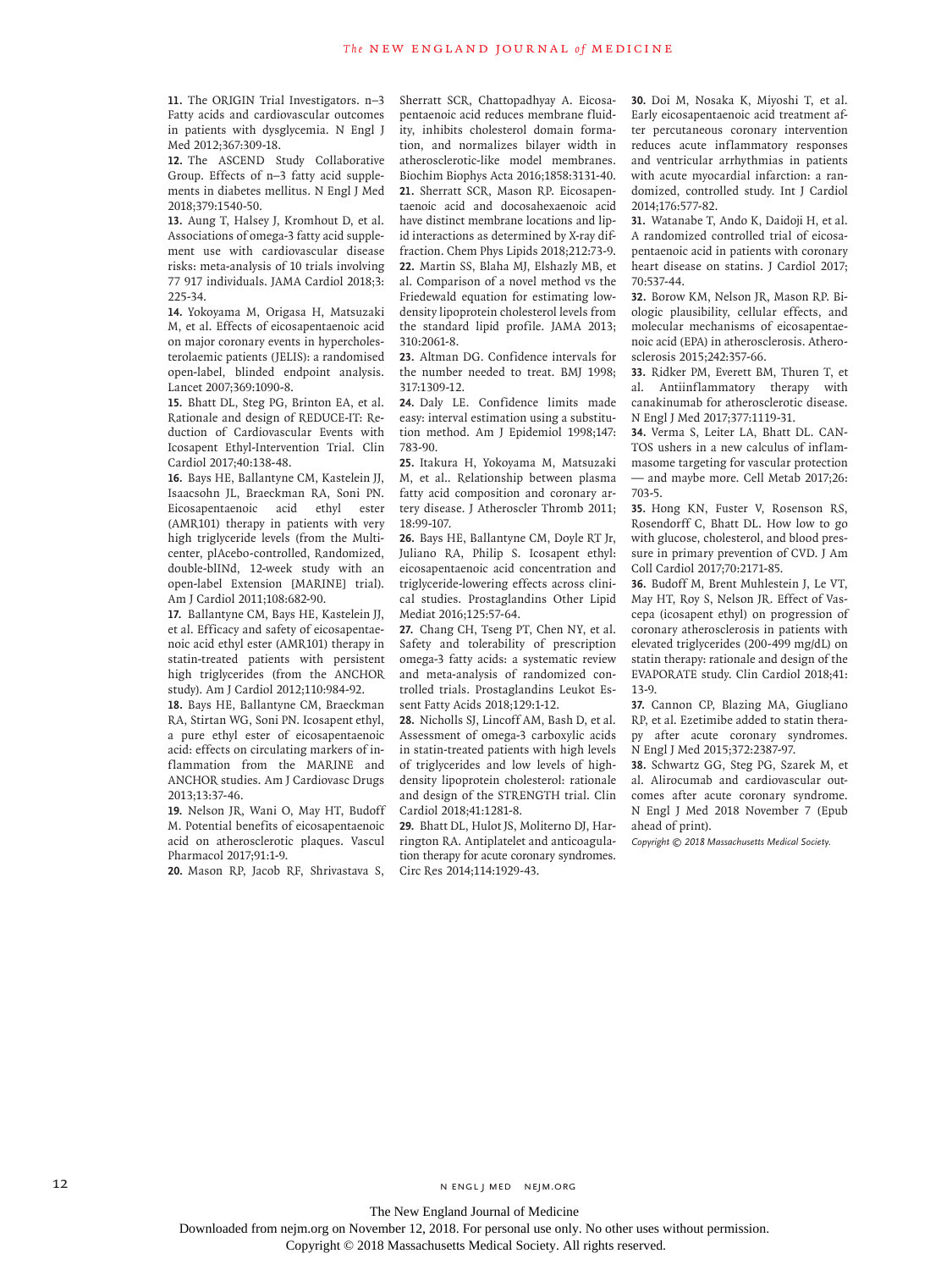11. The ORIGIN Trial Investigators. n–3 Fatty acids and cardiovascular outcomes in patients with dysglycemia. N Engl J Med 2012;367:309-18.

12. The ASCEND Study Collaborative Group. Effects of n–3 fatty acid supplements in diabetes mellitus. N Engl J Med 2018;379:1540-50.

13. Aung T, Halsey J, Kromhout D, et al. Associations of omega-3 fatty acid supplement use with cardiovascular disease risks: meta-analysis of 10 trials involving 77 917 individuals. JAMA Cardiol 2018;3:225-34.

14. Yokoyama M, Origasa H, Matsuzaki M, et al. Effects of eicosapentaenoic acid on major coronary events in hypercholesterolaemic patients (JELIS): a randomised open-label, blinded endpoint analysis. Lancet 2007;369:1090-8.

15. Bhatt DL, Steg PG, Brinton EA, et al. Rationale and design of REDUCE-IT: Reduction of Cardiovascular Events with Icosapent Ethyl-Intervention Trial. Clin Cardiol 2017;40:138-48.

16. Bays HE, Ballantyne CM, Kastelein JJ, Isaacsohn JL, Braeckman RA, Soni PN. Eicosapentaenoic acid ethyl ester (AMR101) therapy in patients with very high triglyceride levels (from the Multi-center, plAcebo-controlled, Randomized, double-blINd, 12-week study with an open-label Extension [MARINE] trial). Am J Cardiol 2011;108:682-90.

17. Ballantyne CM, Bays HE, Kastelein JJ, et al. Efficacy and safety of eicosapentaenoic acid ethyl ester (AMR101) therapy in statin-treated patients with persistent high triglycerides (from the ANCHOR study). Am J Cardiol 2012;110:984-92.

18. Bays HE, Ballantyne CM, Braeckman RA, Stirtan WG, Soni PN. Icosapent ethyl, a pure ethyl ester of eicosapentaenoic acid: effects on circulating markers of inflammation from the MARINE and ANCHOR studies. Am J Cardiovasc Drugs 2013;13:37-46.

19. Nelson JR, Wani O, May HT, Budoff M. Potential benefits of eicosapentaenoic acid on atherosclerotic plaques. Vascul Pharmacol 2017;91:1-9.

20. Mason RP, Jacob RF, Shrivastava S, Sherratt SCR, Chattopadhyay A. Eicosapentaenoic acid reduces membrane fluidity, inhibits cholesterol domain formation, and normalizes bilayer width in atherosclerotic-like model membranes. Biochim Biophys Acta 2016;1858:3131-40.

21. Sherratt SCR, Mason RP. Eicosapentaenoic acid and docosahexaenoic acid have distinct membrane locations and lipid interactions as determined by X-ray diffraction. Chem Phys Lipids 2018;212:73-9.

22. Martin SS, Blaha MJ, Elshazly MB, et al. Comparison of a novel method vs the Friedewald equation for estimating low-density lipoprotein cholesterol levels from the standard lipid profile. JAMA 2013;310:2061-8.

23. Altman DG. Confidence intervals for the number needed to treat. BMJ 1998;317:1309-12.

24. Daly LE. Confidence limits made easy: interval estimation using a substitution method. Am J Epidemiol 1998;147:783-90.

25. Itakura H, Yokoyama M, Matsuzaki M, et al.. Relationship between plasma fatty acid composition and coronary artery disease. J Atheroscler Thromb 2011;18:99-107.

26. Bays HE, Ballantyne CM, Doyle RT Jr, Juliano RA, Philip S. Icosapent ethyl: eicosapentaenoic acid concentration and triglyceride-lowering effects across clinical studies. Prostaglandins Other Lipid Mediat 2016;125:57-64.

27. Chang CH, Tseng PT, Chen NY, et al. Safety and tolerability of prescription omega-3 fatty acids: a systematic review and meta-analysis of randomized controlled trials. Prostaglandins Leukot Essent Fatty Acids 2018;129:1-12.

28. Nicholls SJ, Lincoff AM, Bash D, et al. Assessment of omega-3 carboxylic acids in statin-treated patients with high levels of triglycerides and low levels of high-density lipoprotein cholesterol: rationale and design of the STRENGTH trial. Clin Cardiol 2018;41:1281-8.

29. Bhatt DL, Hulot JS, Moliterno DJ, Harrington RA. Antiplatelet and anticoagulation therapy for acute coronary syndromes. Circ Res 2014;114:1929-43.

30. Doi M, Nosaka K, Miyoshi T, et al. Early eicosapentaenoic acid treatment after percutaneous coronary intervention reduces acute inflammatory responses and ventricular arrhythmias in patients with acute myocardial infarction: a randomized, controlled study. Int J Cardiol 2014;176:577-82.

31. Watanabe T, Ando K, Daidoji H, et al. A randomized controlled trial of eicosapentaenoic acid in patients with coronary heart disease on statins. J Cardiol 2017;70:537-44.

32. Borow KM, Nelson JR, Mason RP. Biologic plausibility, cellular effects, and molecular mechanisms of eicosapentaenoic acid (EPA) in atherosclerosis. Atherosclerosis 2015;242:357-66.

33. Ridker PM, Everett BM, Thuren T, et al. Antiinflammatory therapy with canakinumab for atherosclerotic disease. N Engl J Med 2017;377:1119-31.

34. Verma S, Leiter LA, Bhatt DL. CANTOS ushers in a new calculus of inflammasome targeting for vascular protection — and maybe more. Cell Metab 2017;26:703-5.

35. Hong KN, Fuster V, Rosenson RS, Rosendorff C, Bhatt DL. How low to go with glucose, cholesterol, and blood pressure in primary prevention of CVD. J Am Coll Cardiol 2017;70:2171-85.

36. Budoff M, Brent Muhlestein J, Le VT, May HT, Roy S, Nelson JR. Effect of Vascepa (icosapent ethyl) on progression of coronary atherosclerosis in patients with elevated triglycerides (200-499 mg/dL) on statin therapy: rationale and design of the EVAPORATE study. Clin Cardiol 2018;41:13-9.

37. Cannon CP, Blazing MA, Giugliano RP, et al. Ezetimibe added to statin therapy after acute coronary syndromes. N Engl J Med 2015;372:2387-97.

38. Schwartz GG, Steg PG, Szarek M, et al. Alirocumab and cardiovascular outcomes after acute coronary syndrome. N Engl J Med 2018 November 7 (Epub ahead of print).

*Copyright © 2018 Massachusetts Medical Society.*